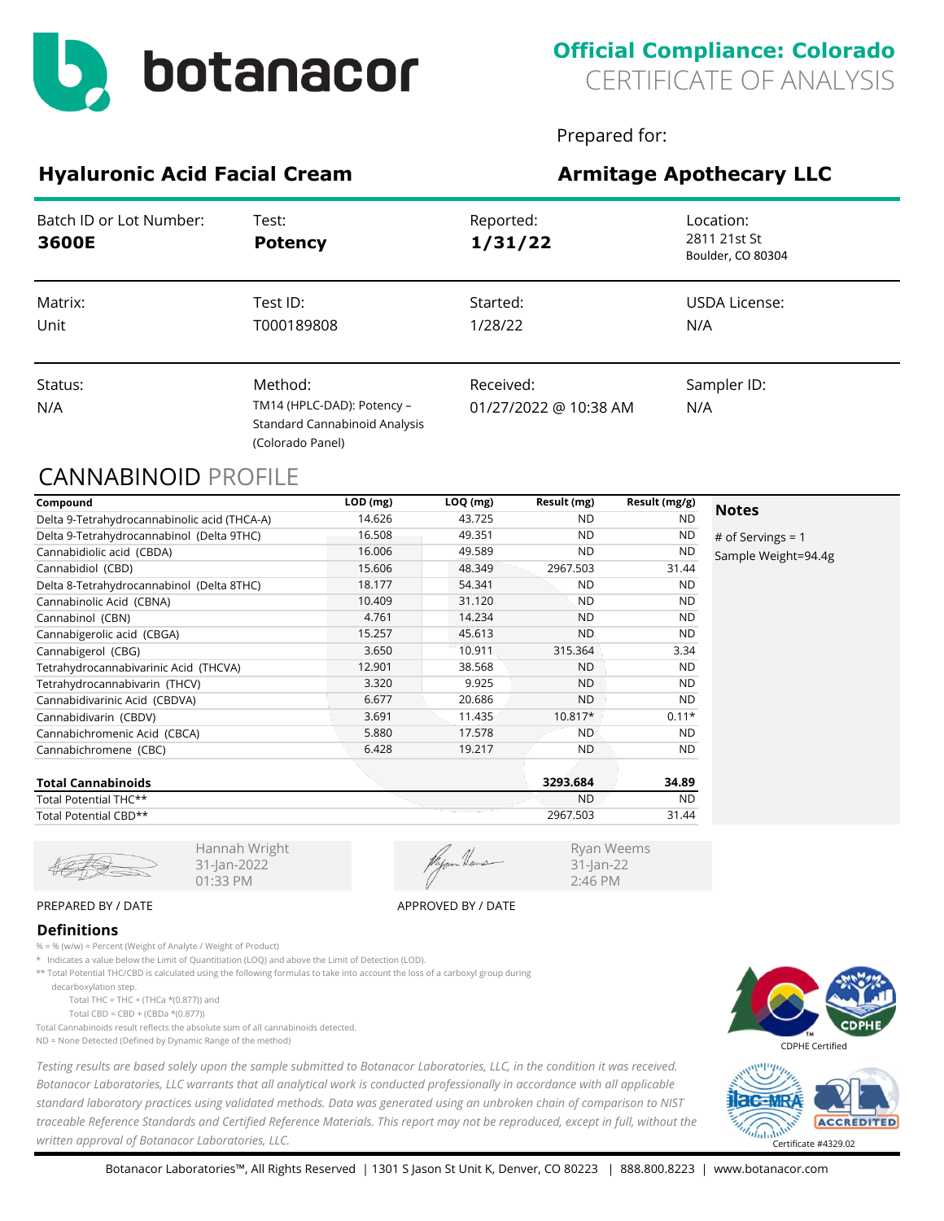# botanacor

**Official Compliance: Colorado**
CERTIFICATE OF ANALYSIS

Prepared for:

## Hyaluronic Acid Facial Cream

## Armitage Apothecary LLC

| Batch ID or Lot Number: | Test: | Reported: | Location: |
|---|---|---|---|
| **3600E** | **Potency** | **1/31/22** | 2811 21st St<br>Boulder, CO 80304 |
| **Matrix:** | **Test ID:** | **Started:** | **USDA License:** |
| Unit | T000189808 | 1/28/22 | N/A |
| **Status:** | **Method:** | **Received:** | **Sampler ID:** |
| N/A | TM14 (HPLC-DAD): Potency – Standard Cannabinoid Analysis (Colorado Panel) | 01/27/2022 @ 10:38 AM | N/A |

## CANNABINOID PROFILE

| Compound | LOD (mg) | LOQ (mg) | Result (mg) | Result (mg/g) |
|---|---|---|---|---|
| Delta 9-Tetrahydrocannabinolic acid (THCA-A) | 14.626 | 43.725 | ND | ND |
| Delta 9-Tetrahydrocannabinol (Delta 9THC) | 16.508 | 49.351 | ND | ND |
| Cannabidiolic acid (CBDA) | 16.006 | 49.589 | ND | ND |
| Cannabidiol (CBD) | 15.606 | 48.349 | 2967.503 | 31.44 |
| Delta 8-Tetrahydrocannabinol (Delta 8THC) | 18.177 | 54.341 | ND | ND |
| Cannabinolic Acid (CBNA) | 10.409 | 31.120 | ND | ND |
| Cannabinol (CBN) | 4.761 | 14.234 | ND | ND |
| Cannabigerolic acid (CBGA) | 15.257 | 45.613 | ND | ND |
| Cannabigerol (CBG) | 3.650 | 10.911 | 315.364 | 3.34 |
| Tetrahydrocannabivarinic Acid (THCVA) | 12.901 | 38.568 | ND | ND |
| Tetrahydrocannabivarin (THCV) | 3.320 | 9.925 | ND | ND |
| Cannabidivarinic Acid (CBDVA) | 6.677 | 20.686 | ND | ND |
| Cannabidivarin (CBDV) | 3.691 | 11.435 | 10.817* | 0.11* |
| Cannabichromenic Acid (CBCA) | 5.880 | 17.578 | ND | ND |
| Cannabichromene (CBC) | 6.428 | 19.217 | ND | ND |
| **Total Cannabinoids** | | | **3293.684** | **34.89** |
| Total Potential THC** | | | ND | ND |
| Total Potential CBD** | | | 2967.503 | 31.44 |

**Notes**

\# of Servings = 1
Sample Weight=94.4g

Hannah Wright
31-Jan-2022
01:33 PM

PREPARED BY / DATE

Ryan Weems
31-Jan-22
2:46 PM

APPROVED BY / DATE

### Definitions

% = % (w/w) = Percent (Weight of Analyte / Weight of Product)

\* Indicates a value below the Limit of Quantitiation (LOQ) and above the Limit of Detection (LOD).

** Total Potential THC/CBD is calculated using the following formulas to take into account the loss of a carboxyl group during decarboxylation step.

Total THC = THC + (THCa *(0.877)) and

Total CBD = CBD + (CBDa *(0.877))

Total Cannabinoids result reflects the absolute sum of all cannabinoids detected.

ND = None Detected (Defined by Dynamic Range of the method)

*Testing results are based solely upon the sample submitted to Botanacor Laboratories, LLC, in the condition it was received. Botanacor Laboratories, LLC warrants that all analytical work is conducted professionally in accordance with all applicable standard laboratory practices using validated methods. Data was generated using an unbroken chain of comparison to NIST traceable Reference Standards and Certified Reference Materials. This report may not be reproduced, except in full, without the written approval of Botanacor Laboratories, LLC.*

CDPHE Certified

ACCREDITED Certificate #4329.02

Botanacor Laboratories™, All Rights Reserved | 1301 S Jason St Unit K, Denver, CO 80223 | 888.800.8223 | www.botanacor.com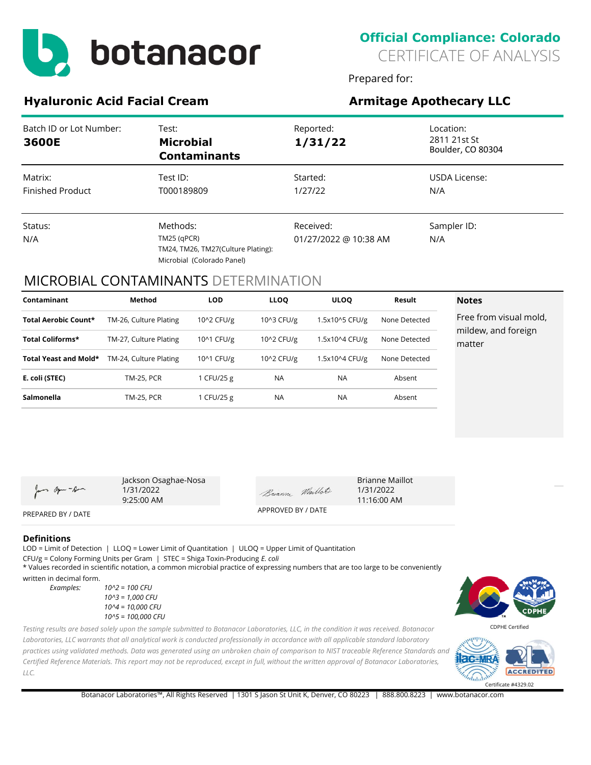# botanacor

**Official Compliance: Colorado**
CERTIFICATE OF ANALYSIS

Prepared for:

## Hyaluronic Acid Facial Cream

## Armitage Apothecary LLC

| | | | |
|---|---|---|---|
| Batch ID or Lot Number: **3600E** | Test: **Microbial Contaminants** | Reported: **1/31/22** | Location: 2811 21st St Boulder, CO 80304 |
| Matrix: Finished Product | Test ID: T000189809 | Started: 1/27/22 | USDA License: N/A |
| Status: N/A | Methods: TM25 (qPCR) TM24, TM26, TM27(Culture Plating): Microbial (Colorado Panel) | Received: 01/27/2022 @ 10:38 AM | Sampler ID: N/A |

## MICROBIAL CONTAMINANTS DETERMINATION

| Contaminant | Method | LOD | LLOQ | ULOQ | Result |
|---|---|---|---|---|---|
| **Total Aerobic Count*** | TM-26, Culture Plating | 10^2 CFU/g | 10^3 CFU/g | 1.5x10^5 CFU/g | None Detected |
| **Total Coliforms*** | TM-27, Culture Plating | 10^1 CFU/g | 10^2 CFU/g | 1.5x10^4 CFU/g | None Detected |
| **Total Yeast and Mold*** | TM-24, Culture Plating | 10^1 CFU/g | 10^2 CFU/g | 1.5x10^4 CFU/g | None Detected |
| **E. coli (STEC)** | TM-25, PCR | 1 CFU/25 g | NA | NA | Absent |
| **Salmonella** | TM-25, PCR | 1 CFU/25 g | NA | NA | Absent |

**Notes**

Free from visual mold, mildew, and foreign matter

Jackson Osaghae-Nosa
1/31/2022
9:25:00 AM

PREPARED BY / DATE

Brianne Maillot
1/31/2022
11:16:00 AM

APPROVED BY / DATE

### Definitions

LOD = Limit of Detection | LLOQ = Lower Limit of Quantitation | ULOQ = Upper Limit of Quantitation
CFU/g = Colony Forming Units per Gram | STEC = Shiga Toxin-Producing *E. coli*
* Values recorded in scientific notation, a common microbial practice of expressing numbers that are too large to be conveniently written in decimal form.

*Examples:*
*10^2 = 100 CFU*
*10^3 = 1,000 CFU*
*10^4 = 10,000 CFU*
*10^5 = 100,000 CFU*

*Testing results are based solely upon the sample submitted to Botanacor Laboratories, LLC, in the condition it was received. Botanacor Laboratories, LLC warrants that all analytical work is conducted professionally in accordance with all applicable standard laboratory practices using validated methods. Data was generated using an unbroken chain of comparison to NIST traceable Reference Standards and Certified Reference Materials. This report may not be reproduced, except in full, without the written approval of Botanacor Laboratories, LLC.*

CDPHE Certified

Certificate #4329.02

Botanacor Laboratories™, All Rights Reserved | 1301 S Jason St Unit K, Denver, CO 80223 | 888.800.8223 | www.botanacor.com